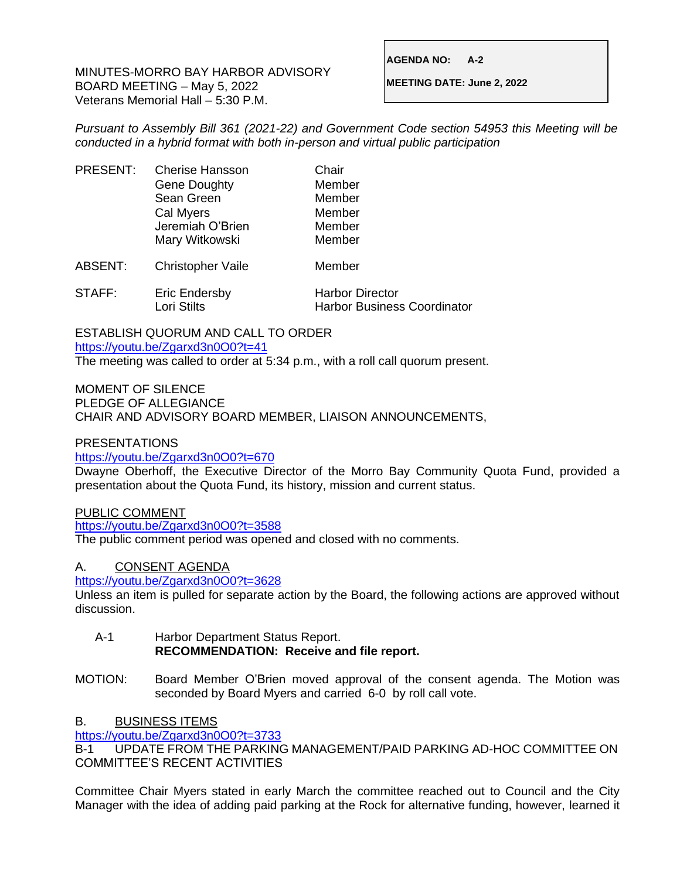MINUTES-MORRO BAY HARBOR ADVISORY BOARD MEETING – May 5, 2022
Veterans Memorial Hall – 5:30 P.M.

**AGENDA NO: A-2**

**MEETING DATE: June 2, 2022**

*Pursuant to Assembly Bill 361 (2021-22) and Government Code section 54953 this Meeting will be conducted in a hybrid format with both in-person and virtual public participation*

| | | |
|---|---|---|
| PRESENT: | Cherise Hansson | Chair |
| | Gene Doughty | Member |
| | Sean Green | Member |
| | Cal Myers | Member |
| | Jeremiah O'Brien | Member |
| | Mary Witkowski | Member |
| ABSENT: | Christopher Vaile | Member |
| STAFF: | Eric Endersby | Harbor Director |
| | Lori Stilts | Harbor Business Coordinator |

ESTABLISH QUORUM AND CALL TO ORDER
https://youtu.be/Zgarxd3n0O0?t=41
The meeting was called to order at 5:34 p.m., with a roll call quorum present.

MOMENT OF SILENCE
PLEDGE OF ALLEGIANCE
CHAIR AND ADVISORY BOARD MEMBER, LIAISON ANNOUNCEMENTS,

PRESENTATIONS
https://youtu.be/Zgarxd3n0O0?t=670
Dwayne Oberhoff, the Executive Director of the Morro Bay Community Quota Fund, provided a presentation about the Quota Fund, its history, mission and current status.

PUBLIC COMMENT
https://youtu.be/Zgarxd3n0O0?t=3588
The public comment period was opened and closed with no comments.

A. CONSENT AGENDA
https://youtu.be/Zgarxd3n0O0?t=3628
Unless an item is pulled for separate action by the Board, the following actions are approved without discussion.

A-1 Harbor Department Status Report.
**RECOMMENDATION: Receive and file report.**

MOTION: Board Member O'Brien moved approval of the consent agenda. The Motion was seconded by Board Myers and carried 6-0 by roll call vote.

B. BUSINESS ITEMS
https://youtu.be/Zgarxd3n0O0?t=3733
B-1 UPDATE FROM THE PARKING MANAGEMENT/PAID PARKING AD-HOC COMMITTEE ON COMMITTEE'S RECENT ACTIVITIES

Committee Chair Myers stated in early March the committee reached out to Council and the City Manager with the idea of adding paid parking at the Rock for alternative funding, however, learned it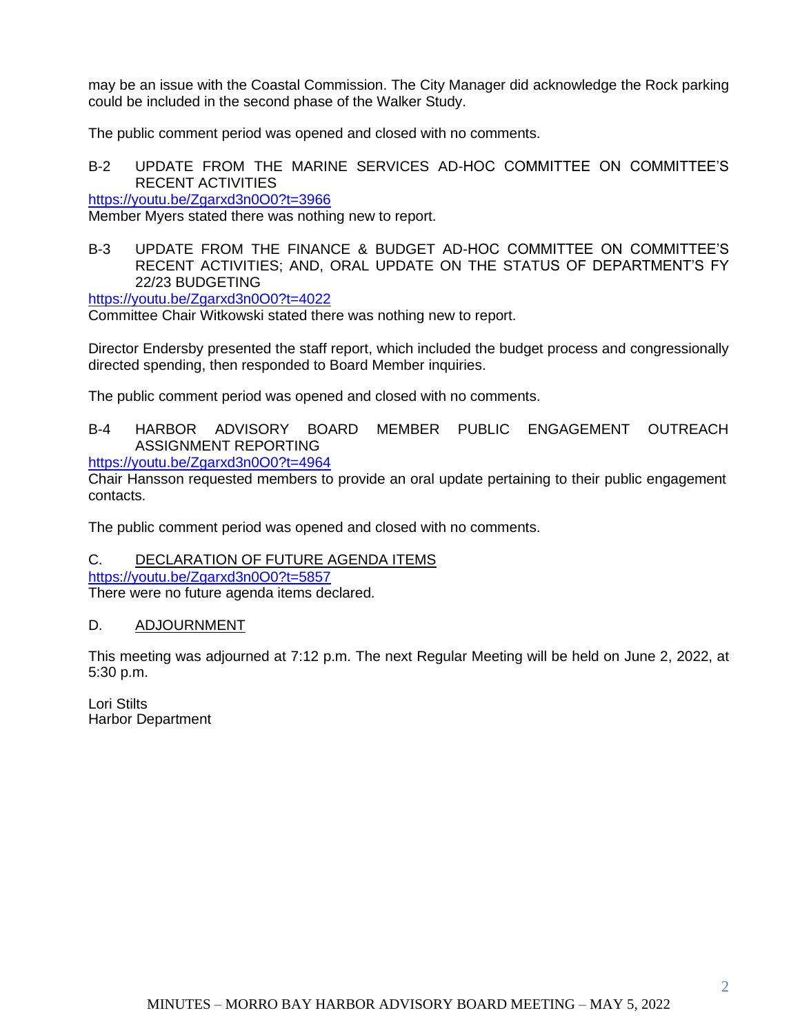may be an issue with the Coastal Commission. The City Manager did acknowledge the Rock parking could be included in the second phase of the Walker Study.

The public comment period was opened and closed with no comments.

B-2 UPDATE FROM THE MARINE SERVICES AD-HOC COMMITTEE ON COMMITTEE'S RECENT ACTIVITIES

https://youtu.be/Zgarxd3n0O0?t=3966

Member Myers stated there was nothing new to report.

B-3 UPDATE FROM THE FINANCE & BUDGET AD-HOC COMMITTEE ON COMMITTEE'S RECENT ACTIVITIES; AND, ORAL UPDATE ON THE STATUS OF DEPARTMENT'S FY 22/23 BUDGETING

https://youtu.be/Zgarxd3n0O0?t=4022

Committee Chair Witkowski stated there was nothing new to report.

Director Endersby presented the staff report, which included the budget process and congressionally directed spending, then responded to Board Member inquiries.

The public comment period was opened and closed with no comments.

B-4 HARBOR ADVISORY BOARD MEMBER PUBLIC ENGAGEMENT OUTREACH ASSIGNMENT REPORTING

https://youtu.be/Zgarxd3n0O0?t=4964

Chair Hansson requested members to provide an oral update pertaining to their public engagement contacts.

The public comment period was opened and closed with no comments.

C. <u>DECLARATION OF FUTURE AGENDA ITEMS</u>

https://youtu.be/Zgarxd3n0O0?t=5857

There were no future agenda items declared.

D. <u>ADJOURNMENT</u>

This meeting was adjourned at 7:12 p.m. The next Regular Meeting will be held on June 2, 2022, at 5:30 p.m.

Lori Stilts
Harbor Department